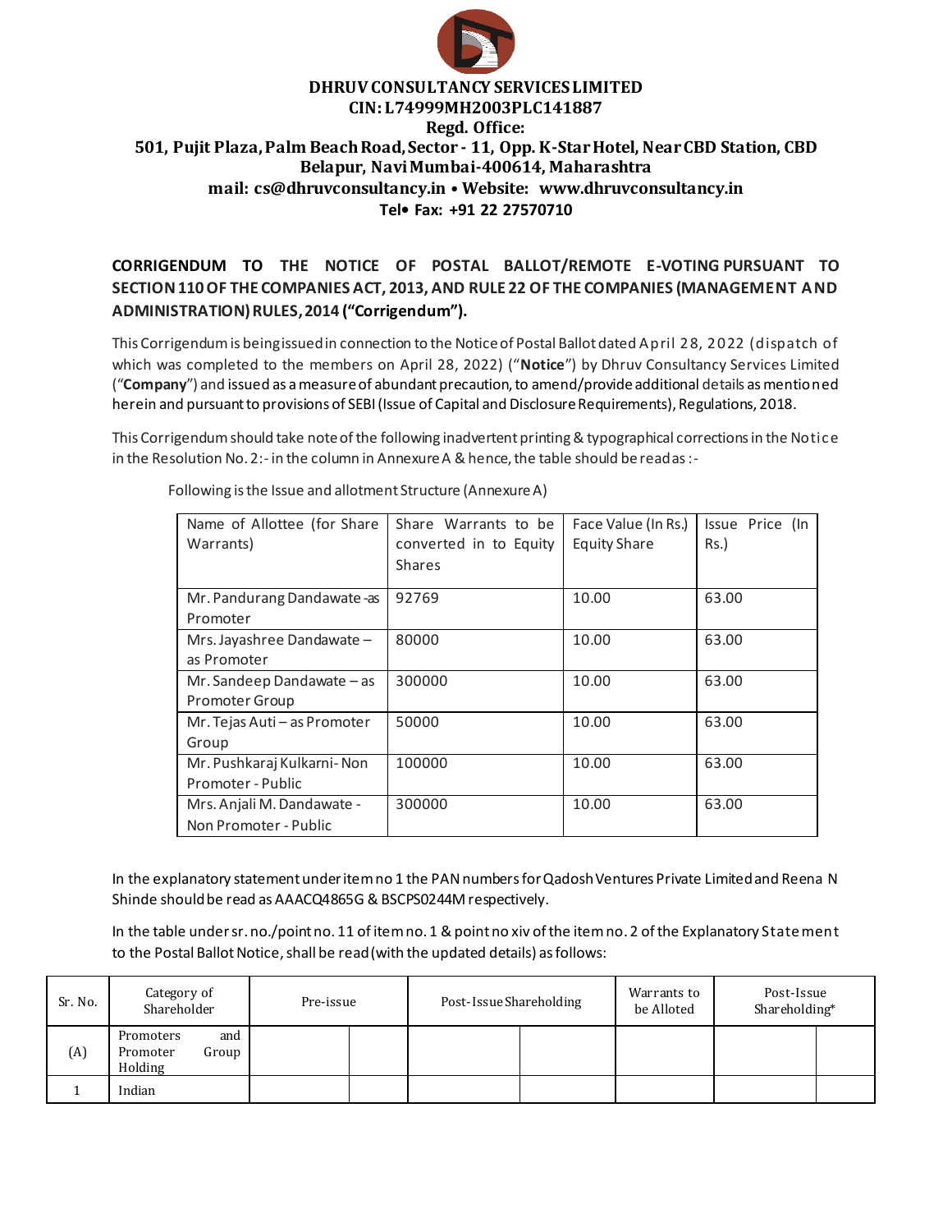# DHRUV CONSULTANCY SERVICES LIMITED

**CIN: L74999MH2003PLC141887**

**Regd. Office:**

**501, Pujit Plaza, Palm Beach Road, Sector - 11, Opp. K-Star Hotel, Near CBD Station, CBD Belapur, Navi Mumbai-400614, Maharashtra**

**mail: cs@dhruvconsultancy.in • Website: www.dhruvconsultancy.in**

**Tel• Fax: +91 22 27570710**

## CORRIGENDUM TO THE NOTICE OF POSTAL BALLOT/REMOTE E-VOTING PURSUANT TO SECTION 110 OF THE COMPANIES ACT, 2013, AND RULE 22 OF THE COMPANIES (MANAGEMENT AND ADMINISTRATION) RULES, 2014 ("Corrigendum").

This Corrigendum is being issued in connection to the Notice of Postal Ballot dated April 28, 2022 (dispatch of which was completed to the members on April 28, 2022) ("**Notice**") by Dhruv Consultancy Services Limited ("**Company**") and issued as a measure of abundant precaution, to amend/provide additional details as mentioned herein and pursuant to provisions of SEBI (Issue of Capital and Disclosure Requirements), Regulations, 2018.

This Corrigendum should take note of the following inadvertent printing & typographical corrections in the Notice in the Resolution No. 2:- in the column in Annexure A & hence, the table should be read as :-

Following is the Issue and allotment Structure (Annexure A)

| Name of Allottee (for Share Warrants) | Share Warrants to be converted in to Equity Shares | Face Value (In Rs.) Equity Share | Issue Price (In Rs.) |
|---|---|---|---|
| Mr. Pandurang Dandawate -as Promoter | 92769 | 10.00 | 63.00 |
| Mrs. Jayashree Dandawate – as Promoter | 80000 | 10.00 | 63.00 |
| Mr. Sandeep Dandawate – as Promoter Group | 300000 | 10.00 | 63.00 |
| Mr. Tejas Auti – as Promoter Group | 50000 | 10.00 | 63.00 |
| Mr. Pushkaraj Kulkarni- Non Promoter - Public | 100000 | 10.00 | 63.00 |
| Mrs. Anjali M. Dandawate - Non Promoter - Public | 300000 | 10.00 | 63.00 |

In the explanatory statement under item no 1 the PAN numbers for Qadosh Ventures Private Limited and Reena N Shinde should be read as AAACQ4865G & BSCPS0244M respectively.

In the table under sr. no./point no. 11 of item no. 1 & point no xiv of the item no. 2 of the Explanatory Statement to the Postal Ballot Notice, shall be read (with the updated details) as follows:

| Sr. No. | Category of Shareholder | Pre-issue | | Post-Issue Shareholding | | Warrants to be Alloted | Post-Issue Shareholding* | |
|---|---|---|---|---|---|---|---|---|
| (A) | Promoters and Promoter Group Holding | | | | | | | |
| 1 | Indian | | | | | | | |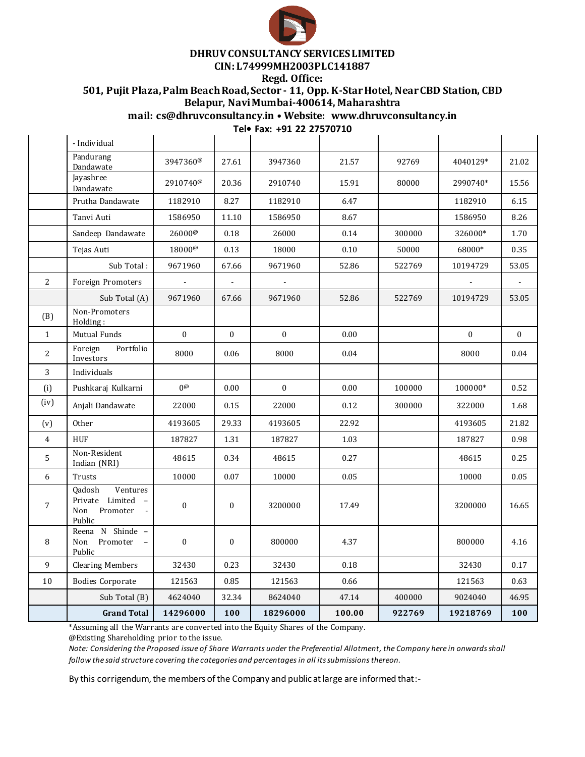**DHRUV CONSULTANCY SERVICES LIMITED**
**CIN: L74999MH2003PLC141887**
**Regd. Office:**
**501, Pujit Plaza, Palm Beach Road, Sector - 11, Opp. K-Star Hotel, Near CBD Station, CBD Belapur, Navi Mumbai-400614, Maharashtra**
**mail: cs@dhruvconsultancy.in • Website: www.dhruvconsultancy.in**
**Tel• Fax: +91 22 27570710**

| | | | | | | | | |
|---|---|---|---|---|---|---|---|---|
| | - Individual | | | | | | | |
| | Pandurang Dandawate | 3947360@ | 27.61 | 3947360 | 21.57 | 92769 | 4040129* | 21.02 |
| | Jayashree Dandawate | 2910740@ | 20.36 | 2910740 | 15.91 | 80000 | 2990740* | 15.56 |
| | Prutha Dandawate | 1182910 | 8.27 | 1182910 | 6.47 | | 1182910 | 6.15 |
| | Tanvi Auti | 1586950 | 11.10 | 1586950 | 8.67 | | 1586950 | 8.26 |
| | Sandeep Dandawate | 26000@ | 0.18 | 26000 | 0.14 | 300000 | 326000* | 1.70 |
| | Tejas Auti | 18000@ | 0.13 | 18000 | 0.10 | 50000 | 68000* | 0.35 |
| | Sub Total : | 9671960 | 67.66 | 9671960 | 52.86 | 522769 | 10194729 | 53.05 |
| 2 | Foreign Promoters | - | - | - | | | - | - |
| | Sub Total (A) | 9671960 | 67.66 | 9671960 | 52.86 | 522769 | 10194729 | 53.05 |
| (B) | Non-Promoters Holding : | | | | | | | |
| 1 | Mutual Funds | 0 | 0 | 0 | 0.00 | | 0 | 0 |
| 2 | Foreign Portfolio Investors | 8000 | 0.06 | 8000 | 0.04 | | 8000 | 0.04 |
| 3 | Individuals | | | | | | | |
| (i) | Pushkaraj Kulkarni | 0@ | 0.00 | 0 | 0.00 | 100000 | 100000* | 0.52 |
| (iv) | Anjali Dandawate | 22000 | 0.15 | 22000 | 0.12 | 300000 | 322000 | 1.68 |
| (v) | Other | 4193605 | 29.33 | 4193605 | 22.92 | | 4193605 | 21.82 |
| 4 | HUF | 187827 | 1.31 | 187827 | 1.03 | | 187827 | 0.98 |
| 5 | Non-Resident Indian (NRI) | 48615 | 0.34 | 48615 | 0.27 | | 48615 | 0.25 |
| 6 | Trusts | 10000 | 0.07 | 10000 | 0.05 | | 10000 | 0.05 |
| 7 | Qadosh Ventures Private Limited – Non Promoter - Public | 0 | 0 | 3200000 | 17.49 | | 3200000 | 16.65 |
| 8 | Reena N Shinde – Non Promoter – Public | 0 | 0 | 800000 | 4.37 | | 800000 | 4.16 |
| 9 | Clearing Members | 32430 | 0.23 | 32430 | 0.18 | | 32430 | 0.17 |
| 10 | Bodies Corporate | 121563 | 0.85 | 121563 | 0.66 | | 121563 | 0.63 |
| | Sub Total (B) | 4624040 | 32.34 | 8624040 | 47.14 | 400000 | 9024040 | 46.95 |
| | **Grand Total** | **14296000** | **100** | **18296000** | **100.00** | **922769** | **19218769** | **100** |

*Assuming all the Warrants are converted into the Equity Shares of the Company.

@Existing Shareholding prior to the issue.

*Note: Considering the Proposed issue of Share Warrants under the Preferential Allotment, the Company here in onwards shall follow the said structure covering the categories and percentages in all its submissions thereon.*

By this corrigendum, the members of the Company and public at large are informed that:-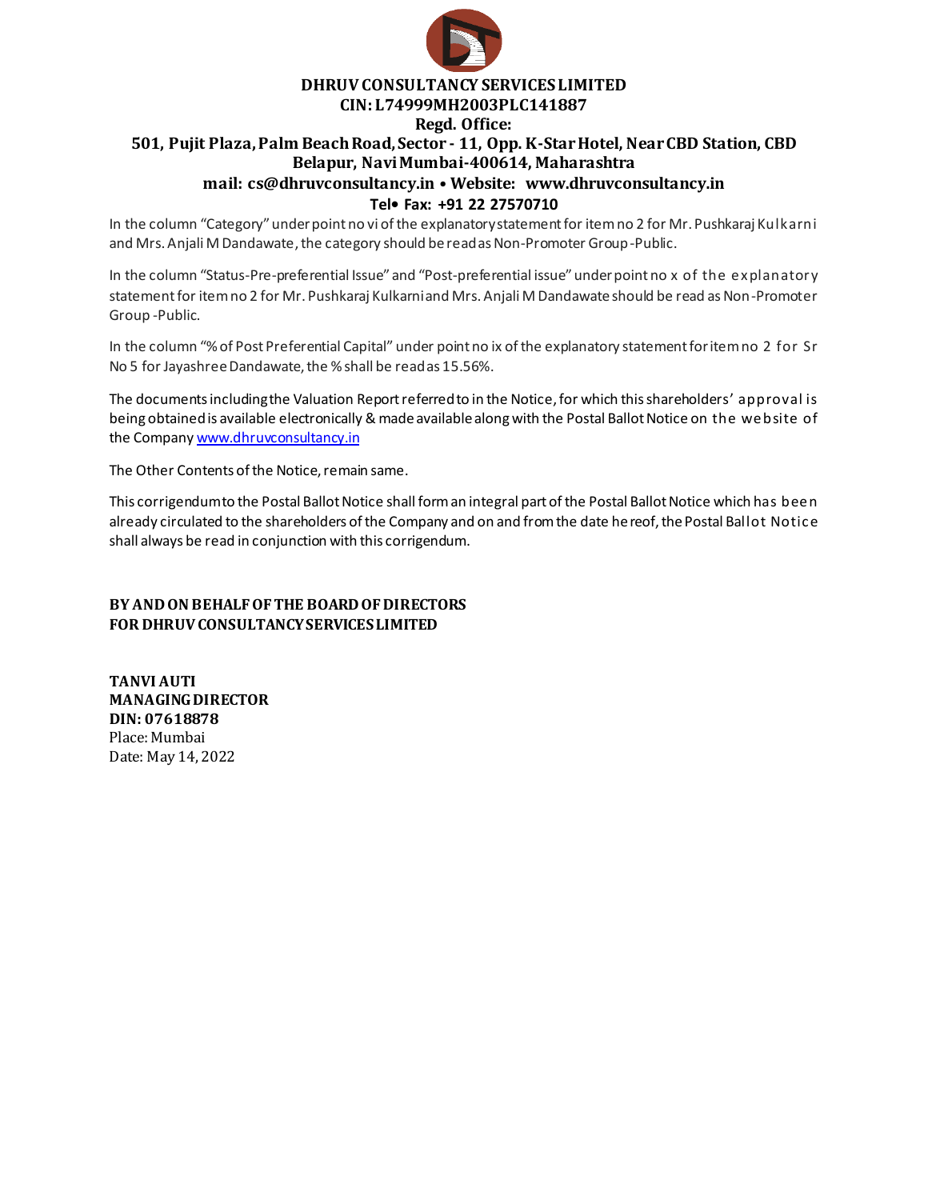**DHRUV CONSULTANCY SERVICES LIMITED**
**CIN: L74999MH2003PLC141887**
**Regd. Office:**
**501, Pujit Plaza, Palm Beach Road, Sector - 11, Opp. K-Star Hotel, Near CBD Station, CBD Belapur, Navi Mumbai-400614, Maharashtra**
**mail: cs@dhruvconsultancy.in • Website: www.dhruvconsultancy.in**
**Tel• Fax: +91 22 27570710**

In the column "Category" under point no vi of the explanatory statement for item no 2 for Mr. Pushkaraj Kulkarni and Mrs. Anjali M Dandawate, the category should be read as Non-Promoter Group -Public.

In the column "Status-Pre-preferential Issue" and "Post-preferential issue" under point no x of the explanatory statement for item no 2 for Mr. Pushkaraj Kulkarni and Mrs. Anjali M Dandawate should be read as Non-Promoter Group -Public.

In the column "% of Post Preferential Capital" under point no ix of the explanatory statement for item no 2 for Sr No 5 for Jayashree Dandawate, the % shall be read as 15.56%.

The documents including the Valuation Report referred to in the Notice, for which this shareholders' approval is being obtained is available electronically & made available along with the Postal Ballot Notice on the website of the Company www.dhruvconsultancy.in

The Other Contents of the Notice, remain same.

This corrigendum to the Postal Ballot Notice shall form an integral part of the Postal Ballot Notice which has been already circulated to the shareholders of the Company and on and from the date hereof, the Postal Ballot Notice shall always be read in conjunction with this corrigendum.

**BY AND ON BEHALF OF THE BOARD OF DIRECTORS**
**FOR DHRUV CONSULTANCY SERVICES LIMITED**

**TANVI AUTI**
**MANAGING DIRECTOR**
**DIN: 07618878**
Place: Mumbai
Date: May 14, 2022